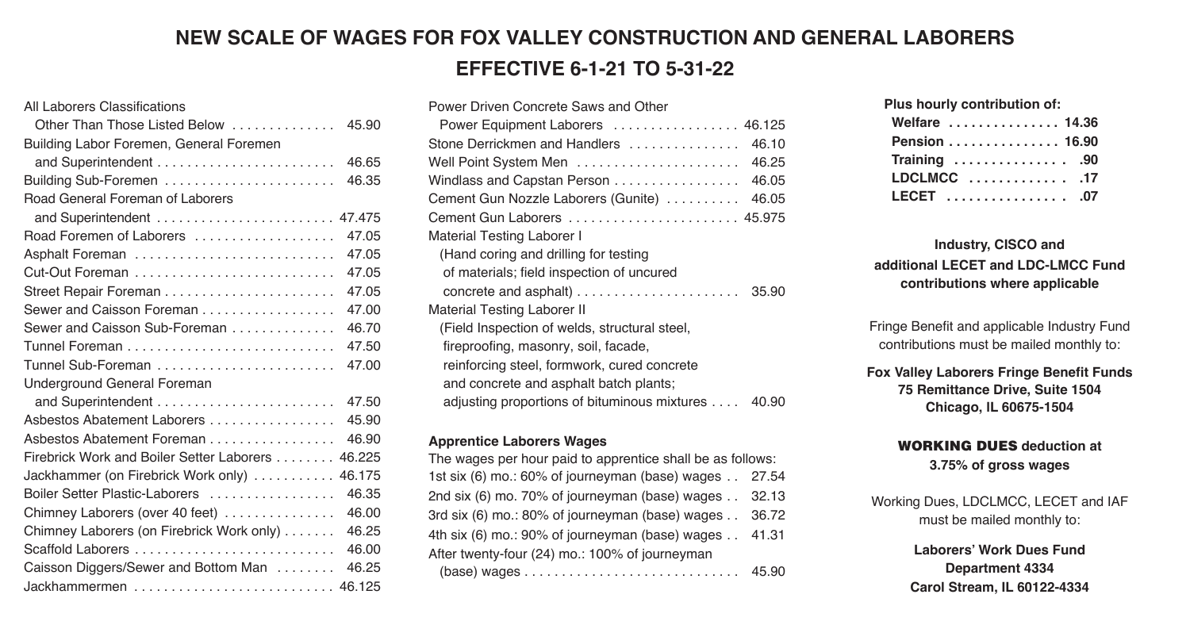# NEW SCALE OF WAGES FOR FOX VALLEY CONSTRUCTION AND GENERAL LABORERS

## EFFECTIVE 6-1-21 TO 5-31-22

| Classification | Wage |
|---|---|
| All Laborers Classifications Other Than Those Listed Below | 45.90 |
| Building Labor Foremen, General Foremen and Superintendent | 46.65 |
| Building Sub-Foremen | 46.35 |
| Road General Foreman of Laborers and Superintendent | 47.475 |
| Road Foremen of Laborers | 47.05 |
| Asphalt Foreman | 47.05 |
| Cut-Out Foreman | 47.05 |
| Street Repair Foreman | 47.05 |
| Sewer and Caisson Foreman | 47.00 |
| Sewer and Caisson Sub-Foreman | 46.70 |
| Tunnel Foreman | 47.50 |
| Tunnel Sub-Foreman | 47.00 |
| Underground General Foreman and Superintendent | 47.50 |
| Asbestos Abatement Laborers | 45.90 |
| Asbestos Abatement Foreman | 46.90 |
| Firebrick Work and Boiler Setter Laborers | 46.225 |
| Jackhammer (on Firebrick Work only) | 46.175 |
| Boiler Setter Plastic-Laborers | 46.35 |
| Chimney Laborers (over 40 feet) | 46.00 |
| Chimney Laborers (on Firebrick Work only) | 46.25 |
| Scaffold Laborers | 46.00 |
| Caisson Diggers/Sewer and Bottom Man | 46.25 |
| Jackhammermen | 46.125 |
| Power Driven Concrete Saws and Other Power Equipment Laborers | 46.125 |
| Stone Derrickmen and Handlers | 46.10 |
| Well Point System Men | 46.25 |
| Windlass and Capstan Person | 46.05 |
| Cement Gun Nozzle Laborers (Gunite) | 46.05 |
| Cement Gun Laborers | 45.975 |
| Material Testing Laborer I (Hand coring and drilling for testing of materials; field inspection of uncured concrete and asphalt) | 35.90 |
| Material Testing Laborer II (Field Inspection of welds, structural steel, fireproofing, masonry, soil, facade, reinforcing steel, formwork, cured concrete and concrete and asphalt batch plants; adjusting proportions of bituminous mixtures | 40.90 |

**Apprentice Laborers Wages**

The wages per hour paid to apprentice shall be as follows:

| Period | Wage |
|---|---|
| 1st six (6) mo.: 60% of journeyman (base) wages | 27.54 |
| 2nd six (6) mo. 70% of journeyman (base) wages | 32.13 |
| 3rd six (6) mo.: 80% of journeyman (base) wages | 36.72 |
| 4th six (6) mo.: 90% of journeyman (base) wages | 41.31 |
| After twenty-four (24) mo.: 100% of journeyman (base) wages | 45.90 |

**Plus hourly contribution of:**

| Fund | Amount |
|---|---|
| **Welfare** | **14.36** |
| **Pension** | **16.90** |
| **Training** | **.90** |
| **LDCLMCC** | **.17** |
| **LECET** | **.07** |

**Industry, CISCO and additional LECET and LDC-LMCC Fund contributions where applicable**

Fringe Benefit and applicable Industry Fund contributions must be mailed monthly to:

**Fox Valley Laborers Fringe Benefit Funds**
**75 Remittance Drive, Suite 1504**
**Chicago, IL 60675-1504**

**WORKING DUES deduction at 3.75% of gross wages**

Working Dues, LDCLMCC, LECET and IAF must be mailed monthly to:

**Laborers' Work Dues Fund**
**Department 4334**
**Carol Stream, IL 60122-4334**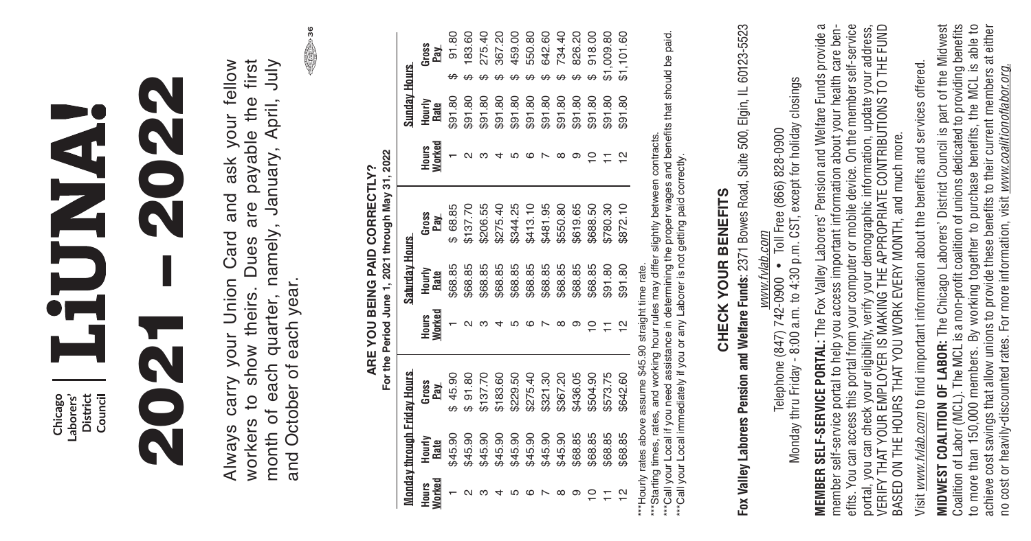Chicago Laborers' District Council | **LiUNA!**

# 2021 – 2022

Always carry your Union Card and ask your fellow workers to show theirs. Dues are payable the first month of each quarter, namely, January, April, July and October of each year.

## ARE YOU BEING PAID CORRECTLY?

**For the Period June 1, 2021 through May 31, 2022**

| Monday through Friday Hours | | | Saturday Hours | | | Sunday Hours | | |
|---|---|---|---|---|---|---|---|---|
| Hours Worked | Hourly Rate | Gross Pay | Hours Worked | Hourly Rate | Gross Pay | Hours Worked | Hourly Rate | Gross Pay |
| 1 | $45.90 | $ 45.90 | 1 | $68.85 | $ 68.85 | 1 | $91.80 | $ 91.80 |
| 2 | $45.90 | $ 91.80 | 2 | $68.85 | $137.70 | 2 | $91.80 | $ 183.60 |
| 3 | $45.90 | $137.70 | 3 | $68.85 | $206.55 | 3 | $91.80 | $ 275.40 |
| 4 | $45.90 | $183.60 | 4 | $68.85 | $275.40 | 4 | $91.80 | $ 367.20 |
| 5 | $45.90 | $229.50 | 5 | $68.85 | $344.25 | 5 | $91.80 | $ 459.00 |
| 6 | $45.90 | $275.40 | 6 | $68.85 | $413.10 | 6 | $91.80 | $ 550.80 |
| 7 | $45.90 | $321.30 | 7 | $68.85 | $481.95 | 7 | $91.80 | $ 642.60 |
| 8 | $45.90 | $367.20 | 8 | $68.85 | $550.80 | 8 | $91.80 | $ 734.40 |
| 9 | $68.85 | $436.05 | 9 | $68.85 | $619.65 | 9 | $91.80 | $ 826.20 |
| 10 | $68.85 | $504.90 | 10 | $68.85 | $688.50 | 10 | $91.80 | $ 918.00 |
| 11 | $68.85 | $573.75 | 11 | $91.80 | $780.30 | 11 | $91.80 | $1,009.80 |
| 12 | $68.85 | $642.60 | 12 | $91.80 | $872.10 | 12 | $91.80 | $1,101.60 |

***Hourly rates above assume $45.90 straight time rate.
***Starting times, rates, and working hour rules may differ slightly between contracts.
***Call your Local if you need assistance in determining the proper wages and benefits that should be paid.
***Call your Local immediately if you or any Laborer is not getting paid correctly.

## CHECK YOUR BENEFITS

**Fox Valley Laborers Pension and Welfare Funds**: 2371 Bowes Road, Suite 500, Elgin, IL 60123-5523

*www.fvlab.com*

Telephone (847) 742-0900 • Toll Free (866) 828-0900

Monday thru Friday - 8:00 a.m. to 4:30 p.m. CST, except for holiday closings

**MEMBER SELF-SERVICE PORTAL:** The Fox Valley Laborers' Pension and Welfare Funds provide a member self-service portal to help you access important information about your health care benefits. You can access this portal from your computer or mobile device. On the member self-service portal, you can check your eligibility, verify your demographic information, update your address, VERIFY THAT YOUR EMPLOYER IS MAKING THE APPROPRIATE CONTRIBUTIONS TO THE FUND BASED ON THE HOURS THAT YOU WORK EVERY MONTH, and much more.

Visit *www.fvlab.com* to find important information about the benefits and services offered.

**MIDWEST COALITION OF LABOR:** The Chicago Laborers' District Council is part of the Midwest Coalition of Labor (MCL). The MCL is a non-profit coalition of unions dedicated to providing benefits to more than 150,000 members. By working together to purchase benefits, the MCL is able to achieve cost savings that allow unions to provide these benefits to their current members at either no cost or heavily-discounted rates. For more information, visit *www.coalitionoflabor.org.*